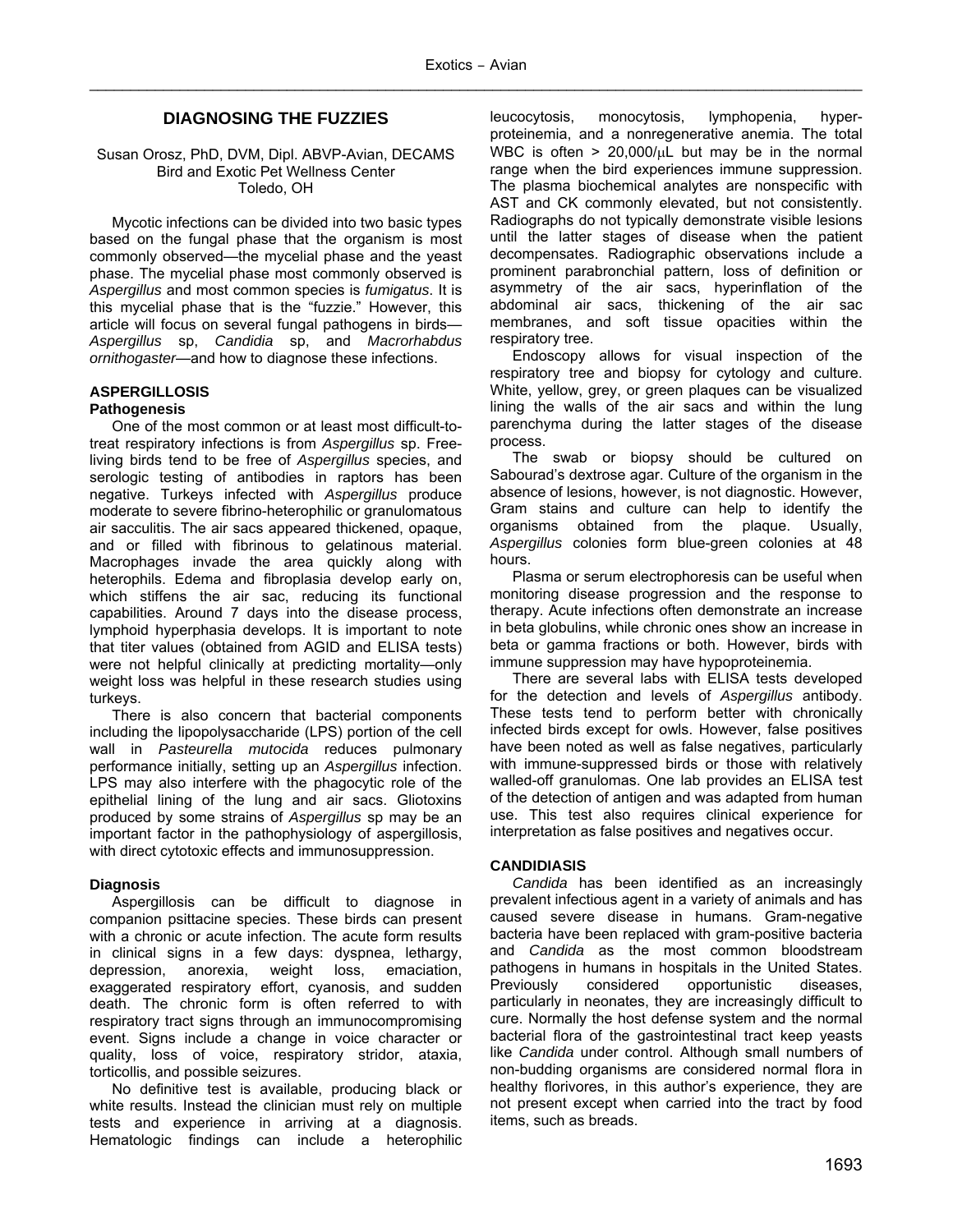# DIAGNOSING THE FUZZIES

Susan Orosz, PhD, DVM, Dipl. ABVP-Avian, DECAMS
Bird and Exotic Pet Wellness Center
Toledo, OH

Mycotic infections can be divided into two basic types based on the fungal phase that the organism is most commonly observed—the mycelial phase and the yeast phase. The mycelial phase most commonly observed is *Aspergillus* and most common species is *fumigatus*. It is this mycelial phase that is the "fuzzie." However, this article will focus on several fungal pathogens in birds—*Aspergillus* sp, *Candidia* sp, and *Macrorhabdus ornithogaster*—and how to diagnose these infections.

## ASPERGILLOSIS

### Pathogenesis

One of the most common or at least most difficult-to-treat respiratory infections is from *Aspergillus* sp. Free-living birds tend to be free of *Aspergillus* species, and serologic testing of antibodies in raptors has been negative. Turkeys infected with *Aspergillus* produce moderate to severe fibrino-heterophilic or granulomatous air sacculitis. The air sacs appeared thickened, opaque, and or filled with fibrinous to gelatinous material. Macrophages invade the area quickly along with heterophils. Edema and fibroplasia develop early on, which stiffens the air sac, reducing its functional capabilities. Around 7 days into the disease process, lymphoid hyperphasia develops. It is important to note that titer values (obtained from AGID and ELISA tests) were not helpful clinically at predicting mortality—only weight loss was helpful in these research studies using turkeys.

There is also concern that bacterial components including the lipopolysaccharide (LPS) portion of the cell wall in *Pasteurella mutocida* reduces pulmonary performance initially, setting up an *Aspergillus* infection. LPS may also interfere with the phagocytic role of the epithelial lining of the lung and air sacs. Gliotoxins produced by some strains of *Aspergillus* sp may be an important factor in the pathophysiology of aspergillosis, with direct cytotoxic effects and immunosuppression.

### Diagnosis

Aspergillosis can be difficult to diagnose in companion psittacine species. These birds can present with a chronic or acute infection. The acute form results in clinical signs in a few days: dyspnea, lethargy, depression, anorexia, weight loss, emaciation, exaggerated respiratory effort, cyanosis, and sudden death. The chronic form is often referred to with respiratory tract signs through an immunocompromising event. Signs include a change in voice character or quality, loss of voice, respiratory stridor, ataxia, torticollis, and possible seizures.

No definitive test is available, producing black or white results. Instead the clinician must rely on multiple tests and experience in arriving at a diagnosis. Hematologic findings can include a heterophilic leucocytosis, monocytosis, lymphopenia, hyperproteinemia, and a nonregenerative anemia. The total WBC is often > 20,000/μL but may be in the normal range when the bird experiences immune suppression. The plasma biochemical analytes are nonspecific with AST and CK commonly elevated, but not consistently. Radiographs do not typically demonstrate visible lesions until the latter stages of disease when the patient decompensates. Radiographic observations include a prominent parabronchial pattern, loss of definition or asymmetry of the air sacs, hyperinflation of the abdominal air sacs, thickening of the air sac membranes, and soft tissue opacities within the respiratory tree.

Endoscopy allows for visual inspection of the respiratory tree and biopsy for cytology and culture. White, yellow, grey, or green plaques can be visualized lining the walls of the air sacs and within the lung parenchyma during the latter stages of the disease process.

The swab or biopsy should be cultured on Sabourad's dextrose agar. Culture of the organism in the absence of lesions, however, is not diagnostic. However, Gram stains and culture can help to identify the organisms obtained from the plaque. Usually, *Aspergillus* colonies form blue-green colonies at 48 hours.

Plasma or serum electrophoresis can be useful when monitoring disease progression and the response to therapy. Acute infections often demonstrate an increase in beta globulins, while chronic ones show an increase in beta or gamma fractions or both. However, birds with immune suppression may have hypoproteinemia.

There are several labs with ELISA tests developed for the detection and levels of *Aspergillus* antibody. These tests tend to perform better with chronically infected birds except for owls. However, false positives have been noted as well as false negatives, particularly with immune-suppressed birds or those with relatively walled-off granulomas. One lab provides an ELISA test of the detection of antigen and was adapted from human use. This test also requires clinical experience for interpretation as false positives and negatives occur.

## CANDIDIASIS

*Candida* has been identified as an increasingly prevalent infectious agent in a variety of animals and has caused severe disease in humans. Gram-negative bacteria have been replaced with gram-positive bacteria and *Candida* as the most common bloodstream pathogens in humans in hospitals in the United States. Previously considered opportunistic diseases, particularly in neonates, they are increasingly difficult to cure. Normally the host defense system and the normal bacterial flora of the gastrointestinal tract keep yeasts like *Candida* under control. Although small numbers of non-budding organisms are considered normal flora in healthy florivores, in this author's experience, they are not present except when carried into the tract by food items, such as breads.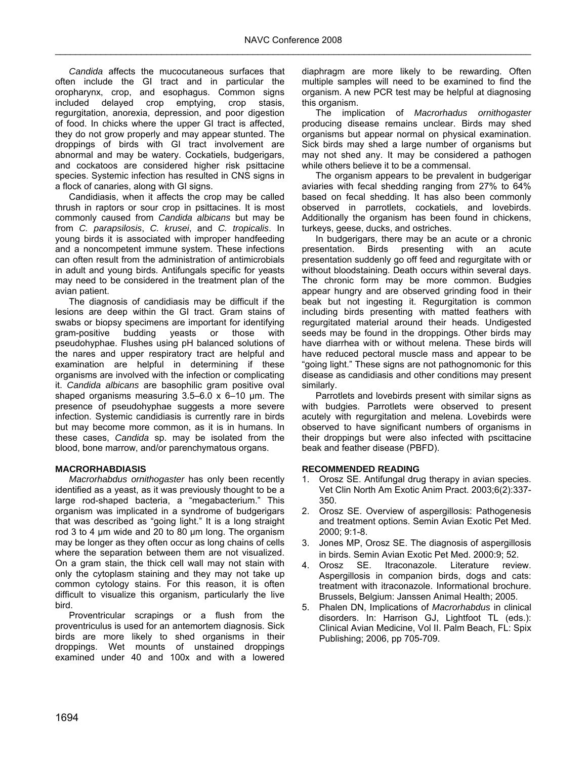*Candida* affects the mucocutaneous surfaces that often include the GI tract and in particular the oropharynx, crop, and esophagus. Common signs included delayed crop emptying, crop stasis, regurgitation, anorexia, depression, and poor digestion of food. In chicks where the upper GI tract is affected, they do not grow properly and may appear stunted. The droppings of birds with GI tract involvement are abnormal and may be watery. Cockatiels, budgerigars, and cockatoos are considered higher risk psittacine species. Systemic infection has resulted in CNS signs in a flock of canaries, along with GI signs.

Candidiasis, when it affects the crop may be called thrush in raptors or sour crop in psittacines. It is most commonly caused from *Candida albicans* but may be from *C. parapsilosis*, *C. krusei*, and *C. tropicalis*. In young birds it is associated with improper handfeeding and a noncompetent immune system. These infections can often result from the administration of antimicrobials in adult and young birds. Antifungals specific for yeasts may need to be considered in the treatment plan of the avian patient.

The diagnosis of candidiasis may be difficult if the lesions are deep within the GI tract. Gram stains of swabs or biopsy specimens are important for identifying gram-positive budding yeasts or those with pseudohyphae. Flushes using pH balanced solutions of the nares and upper respiratory tract are helpful and examination are helpful in determining if these organisms are involved with the infection or complicating it. *Candida albicans* are basophilic gram positive oval shaped organisms measuring 3.5–6.0 x 6–10 µm. The presence of pseudohyphae suggests a more severe infection. Systemic candidiasis is currently rare in birds but may become more common, as it is in humans. In these cases, *Candida* sp. may be isolated from the blood, bone marrow, and/or parenchymatous organs.

## MACRORHABDIASIS

*Macrorhabdus ornithogaster* has only been recently identified as a yeast, as it was previously thought to be a large rod-shaped bacteria, a "megabacterium." This organism was implicated in a syndrome of budgerigars that was described as "going light." It is a long straight rod 3 to 4 µm wide and 20 to 80 µm long. The organism may be longer as they often occur as long chains of cells where the separation between them are not visualized. On a gram stain, the thick cell wall may not stain with only the cytoplasm staining and they may not take up common cytology stains. For this reason, it is often difficult to visualize this organism, particularly the live bird.

Proventricular scrapings or a flush from the proventriculus is used for an antemortem diagnosis. Sick birds are more likely to shed organisms in their droppings. Wet mounts of unstained droppings examined under 40 and 100x and with a lowered diaphragm are more likely to be rewarding. Often multiple samples will need to be examined to find the organism. A new PCR test may be helpful at diagnosing this organism.

The implication of *Macrorhadus ornithogaster* producing disease remains unclear. Birds may shed organisms but appear normal on physical examination. Sick birds may shed a large number of organisms but may not shed any. It may be considered a pathogen while others believe it to be a commensal.

The organism appears to be prevalent in budgerigar aviaries with fecal shedding ranging from 27% to 64% based on fecal shedding. It has also been commonly observed in parrotlets, cockatiels, and lovebirds. Additionally the organism has been found in chickens, turkeys, geese, ducks, and ostriches.

In budgerigars, there may be an acute or a chronic presentation. Birds presenting with an acute presentation suddenly go off feed and regurgitate with or without bloodstaining. Death occurs within several days. The chronic form may be more common. Budgies appear hungry and are observed grinding food in their beak but not ingesting it. Regurgitation is common including birds presenting with matted feathers with regurgitated material around their heads. Undigested seeds may be found in the droppings. Other birds may have diarrhea with or without melena. These birds will have reduced pectoral muscle mass and appear to be "going light." These signs are not pathognomonic for this disease as candidiasis and other conditions may present similarly.

Parrotlets and lovebirds present with similar signs as with budgies. Parrotlets were observed to present acutely with regurgitation and melena. Lovebirds were observed to have significant numbers of organisms in their droppings but were also infected with pscittacine beak and feather disease (PBFD).

## RECOMMENDED READING

1. Orosz SE. Antifungal drug therapy in avian species. Vet Clin North Am Exotic Anim Pract. 2003;6(2):337-350.
2. Orosz SE. Overview of aspergillosis: Pathogenesis and treatment options. Semin Avian Exotic Pet Med. 2000; 9:1-8.
3. Jones MP, Orosz SE. The diagnosis of aspergillosis in birds. Semin Avian Exotic Pet Med. 2000:9; 52.
4. Orosz SE. Itraconazole. Literature review. Aspergillosis in companion birds, dogs and cats: treatment with itraconazole. Informational brochure. Brussels, Belgium: Janssen Animal Health; 2005.
5. Phalen DN, Implications of *Macrorhabdus* in clinical disorders. In: Harrison GJ, Lightfoot TL (eds.): Clinical Avian Medicine, Vol II. Palm Beach, FL: Spix Publishing; 2006, pp 705-709.